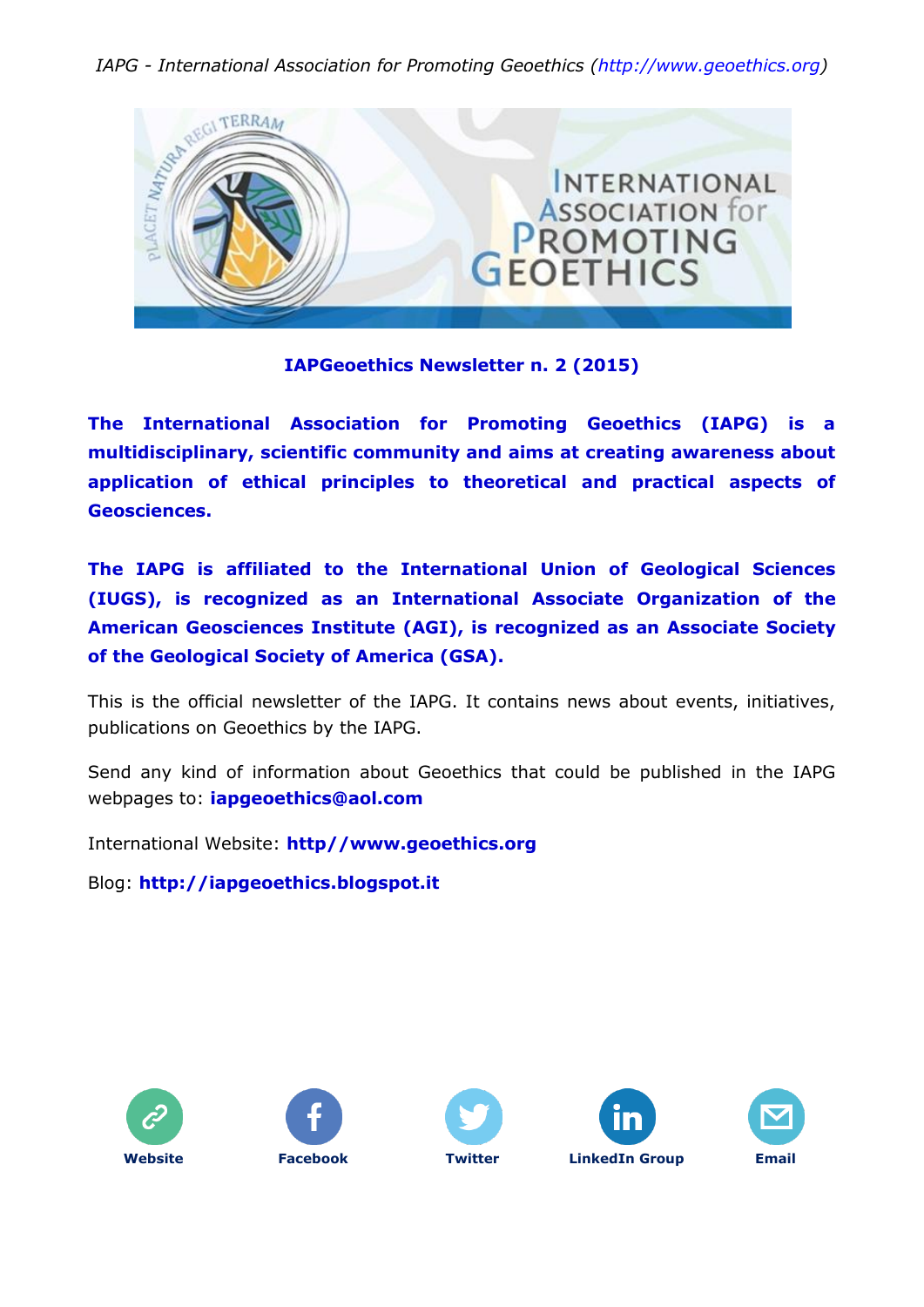IAPG - International Association for Promoting Geoethics (http://www.geoethics.org)

**IAPGeoethics Newsletter n. 2 (2015)**

**The International Association for Promoting Geoethics (IAPG) is a multidisciplinary, scientific community and aims at creating awareness about application of ethical principles to theoretical and practical aspects of Geosciences.**

**The IAPG is affiliated to the International Union of Geological Sciences (IUGS), is recognized as an International Associate Organization of the American Geosciences Institute (AGI), is recognized as an Associate Society of the Geological Society of America (GSA).**

This is the official newsletter of the IAPG. It contains news about events, initiatives, publications on Geoethics by the IAPG.

Send any kind of information about Geoethics that could be published in the IAPG webpages to: **iapgeoethics@aol.com**

International Website: **http//www.geoethics.org**

Blog: **http://iapgeoethics.blogspot.it**

**Website** **Facebook** **Twitter** **LinkedIn Group** **Email**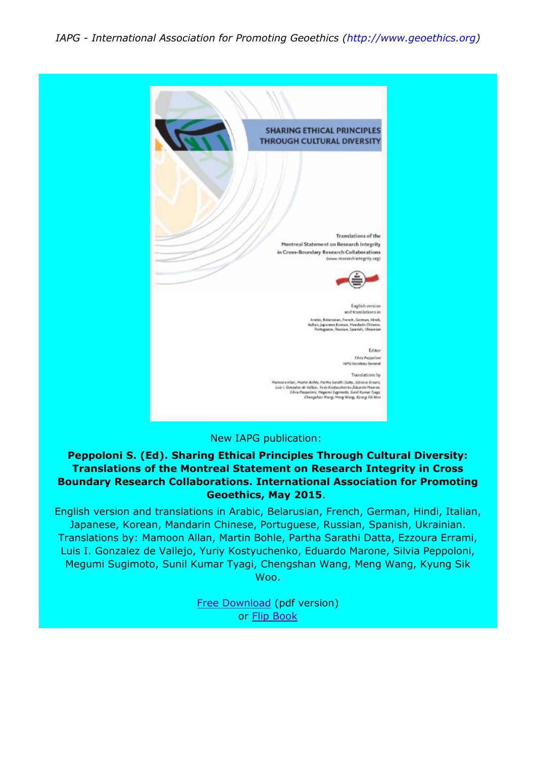New IAPG publication:

**Peppoloni S. (Ed). Sharing Ethical Principles Through Cultural Diversity: Translations of the Montreal Statement on Research Integrity in Cross Boundary Research Collaborations. International Association for Promoting Geoethics, May 2015**.

English version and translations in Arabic, Belarusian, French, German, Hindi, Italian, Japanese, Korean, Mandarin Chinese, Portuguese, Russian, Spanish, Ukrainian. Translations by: Mamoon Allan, Martin Bohle, Partha Sarathi Datta, Ezzoura Errami, Luis I. Gonzalez de Vallejo, Yuriy Kostyuchenko, Eduardo Marone, Silvia Peppoloni, Megumi Sugimoto, Sunil Kumar Tyagi, Chengshan Wang, Meng Wang, Kyung Sik Woo.

Free Download (pdf version)
or Flip Book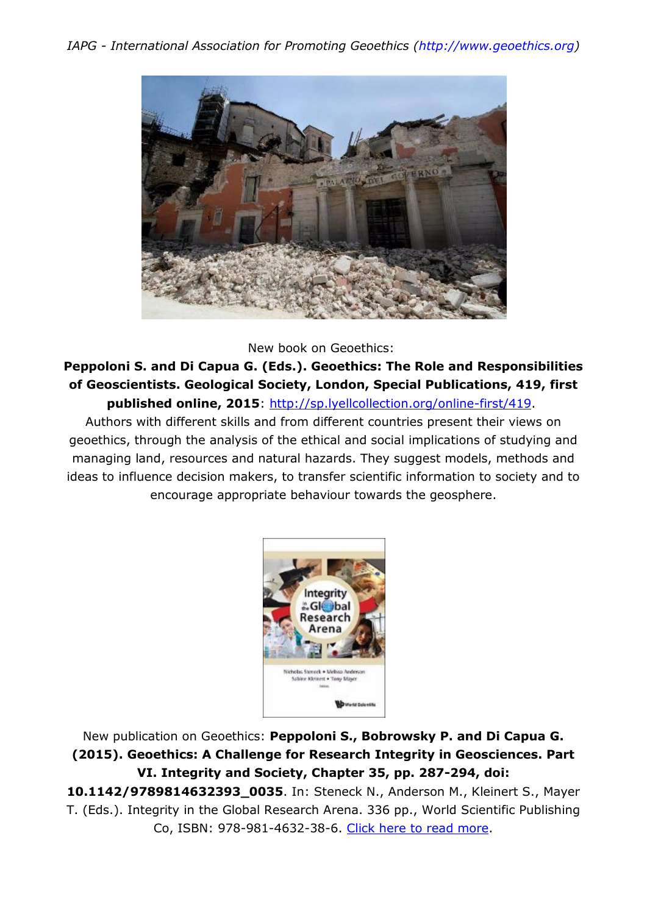New book on Geoethics:

**Peppoloni S. and Di Capua G. (Eds.). Geoethics: The Role and Responsibilities of Geoscientists. Geological Society, London, Special Publications, 419, first published online, 2015**: http://sp.lyellcollection.org/online-first/419.

Authors with different skills and from different countries present their views on geoethics, through the analysis of the ethical and social implications of studying and managing land, resources and natural hazards. They suggest models, methods and ideas to influence decision makers, to transfer scientific information to society and to encourage appropriate behaviour towards the geosphere.

New publication on Geoethics: **Peppoloni S., Bobrowsky P. and Di Capua G. (2015). Geoethics: A Challenge for Research Integrity in Geosciences. Part VI. Integrity and Society, Chapter 35, pp. 287-294, doi: 10.1142/9789814632393_0035**. In: Steneck N., Anderson M., Kleinert S., Mayer T. (Eds.). Integrity in the Global Research Arena. 336 pp., World Scientific Publishing Co, ISBN: 978-981-4632-38-6. Click here to read more.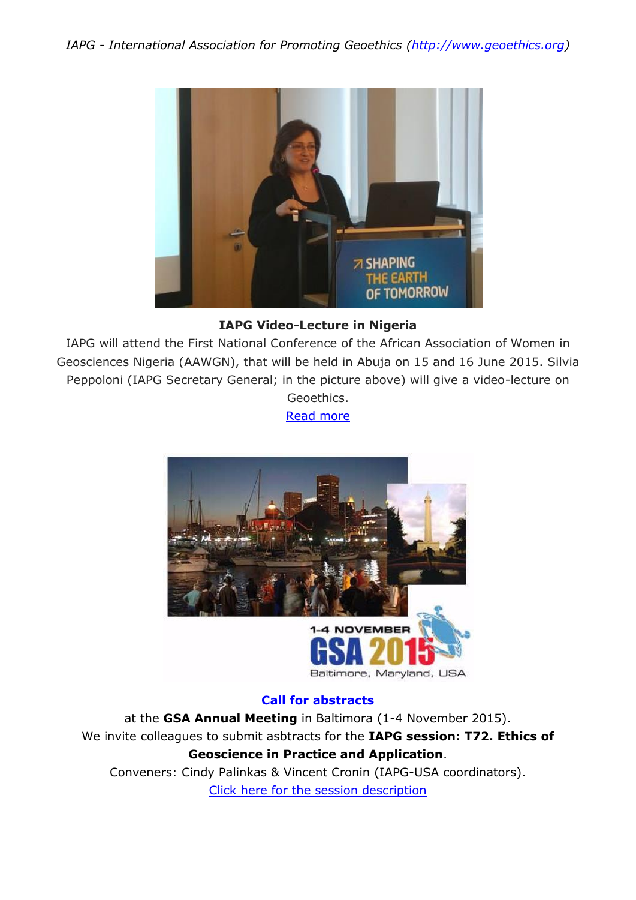**IAPG Video-Lecture in Nigeria**

IAPG will attend the First National Conference of the African Association of Women in Geosciences Nigeria (AAWGN), that will be held in Abuja on 15 and 16 June 2015. Silvia Peppoloni (IAPG Secretary General; in the picture above) will give a video-lecture on Geoethics.

Read more

**Call for abstracts**

at the **GSA Annual Meeting** in Baltimora (1-4 November 2015).

We invite colleagues to submit asbtracts for the **IAPG session: T72. Ethics of Geoscience in Practice and Application**.

Conveners: Cindy Palinkas & Vincent Cronin (IAPG-USA coordinators).

Click here for the session description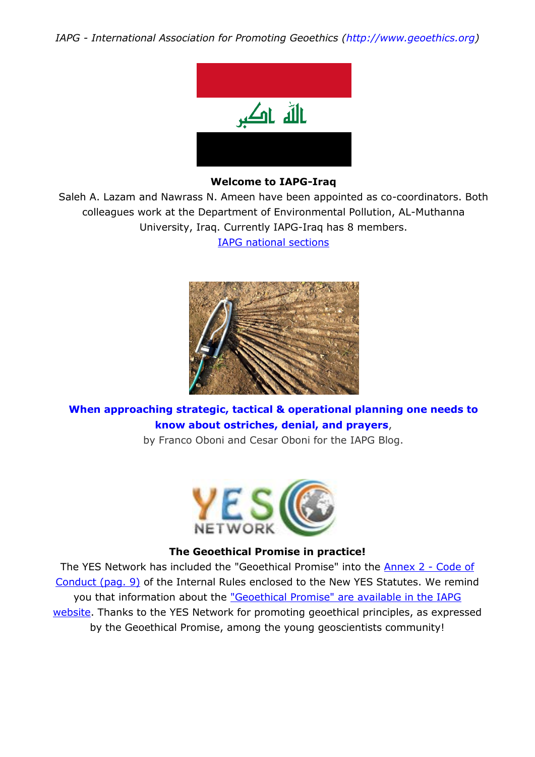**Welcome to IAPG-Iraq**

Saleh A. Lazam and Nawrass N. Ameen have been appointed as co-coordinators. Both colleagues work at the Department of Environmental Pollution, AL-Muthanna University, Iraq. Currently IAPG-Iraq has 8 members.

IAPG national sections

**When approaching strategic, tactical & operational planning one needs to know about ostriches, denial, and prayers**, by Franco Oboni and Cesar Oboni for the IAPG Blog.

**The Geoethical Promise in practice!**

The YES Network has included the "Geoethical Promise" into the Annex 2 - Code of Conduct (pag. 9) of the Internal Rules enclosed to the New YES Statutes. We remind you that information about the "Geoethical Promise" are available in the IAPG website. Thanks to the YES Network for promoting geoethical principles, as expressed by the Geoethical Promise, among the young geoscientists community!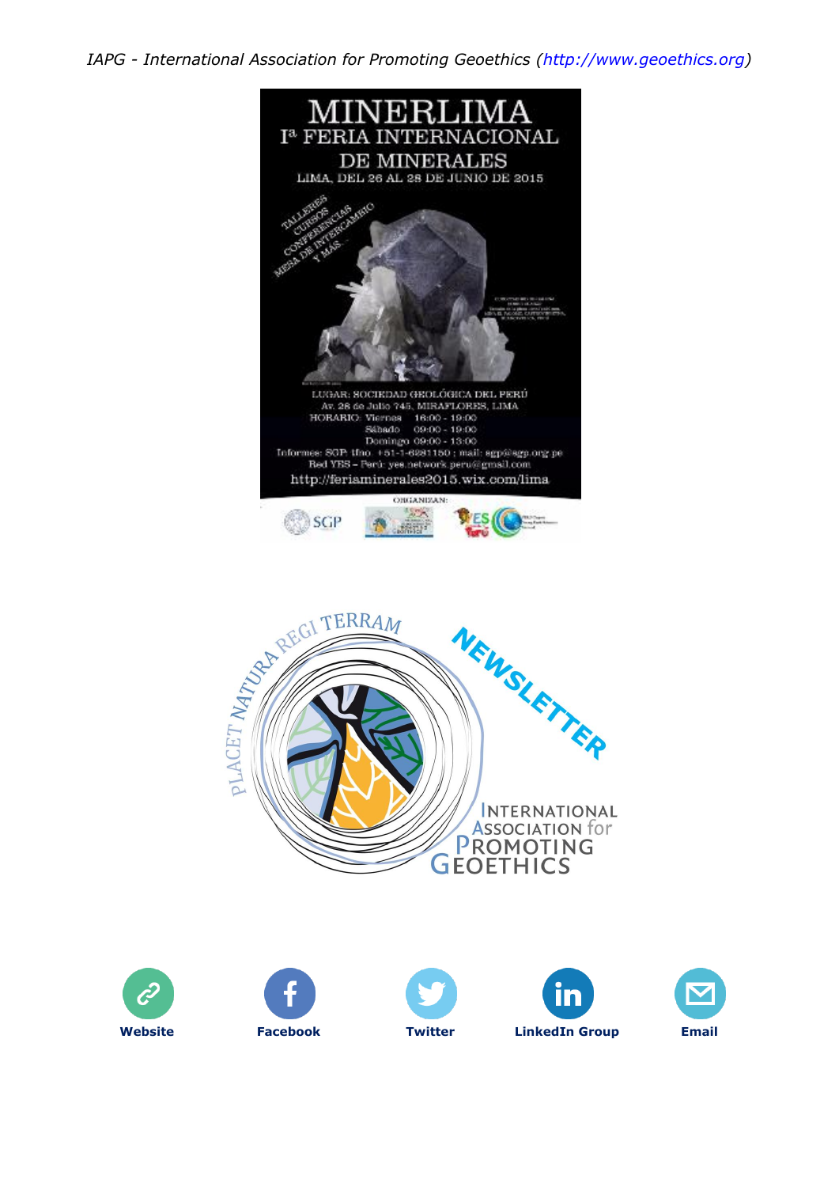MINERLIMA

Iª FERIA INTERNACIONAL DE MINERALES

LIMA, DEL 26 AL 28 DE JUNIO DE 2015

TALLERES
CURSOS
CONFERENCIAS
MESA DE INTERCAMBIO
Y MAS...

LUGAR: SOCIEDAD GEOLÓGICA DEL PERÚ
Av. 28 de Julio 745, MIRAFLORES, LIMA
HORARIO: Viernes 16:00 - 19:00
Sábado 09:00 - 19:00
Domingo 09:00 - 13:00

Informes: SGP Tlfno. +51-1-6281150 ; mail: sgp@sgp.org.pe
Red YES – Perú: yes.network.peru@gmail.com

http://feriaminerales2015.wix.com/lima

ORGANIZAN:

SGP

PLACET NATURA REGI TERRAM

NEWSLETTER

INTERNATIONAL ASSOCIATION for PROMOTING GEOETHICS

Website | Facebook | Twitter | LinkedIn Group | Email